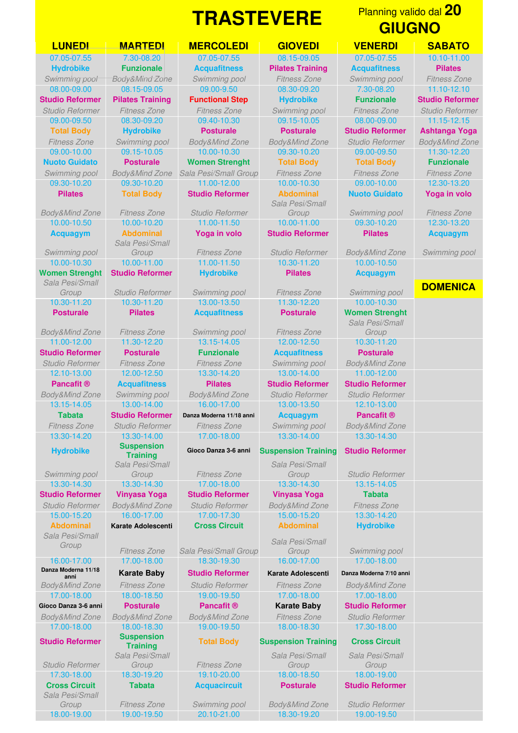# TRASTEVERE

Planning valido dal **20 GIUGNO**

| LUNEDI | MARTEDI | MERCOLEDI | GIOVEDI | VENERDI | SABATO |
|---|---|---|---|---|---|
| 07.05-07.55 **Hydrobike** *Swimming pool* | 7.30-08.20 **Funzionale** *Body&Mind Zone* | 07.05-07.55 **Acquafitness** *Swimming pool* | 08.15-09.05 **Pilates Training** *Fitness Zone* | 07.05-07.55 **Acquafitness** *Swimming pool* | 10.10-11.00 **Pilates** *Fitness Zone* |
| 08.00-09.00 **Studio Reformer** *Studio Reformer* | 08.15-09.05 **Pilates Training** *Fitness Zone* | 09.00-9.50 **Functional Step** *Fitness Zone* | 08.30-09.20 **Hydrobike** *Swimming pool* | 7.30-08.20 **Funzionale** *Fitness Zone* | 11.10-12.10 **Studio Reformer** *Studio Reformer* |
| 09.00-09.50 **Total Body** *Fitness Zone* | 08.30-09.20 **Hydrobike** *Swimming pool* | 09.40-10.30 **Posturale** *Body&Mind Zone* | 09.15-10.05 **Posturale** *Body&Mind Zone* | 08.00-09.00 **Studio Reformer** *Studio Reformer* | 11.15-12.15 **Ashtanga Yoga** *Body&Mind Zone* |
| 09.00-10.00 **Nuoto Guidato** *Swimming pool* | 09.15-10.05 **Posturale** *Body&Mind Zone* | 10.00-10.30 **Women Strenght** *Sala Pesi/Small Group* | 09.30-10.20 **Total Body** *Fitness Zone* | 09.00-09.50 **Total Body** *Fitness Zone* | 11.30-12.20 **Funzionale** *Fitness Zone* |
| 09.30-10.20 **Pilates** *Body&Mind Zone* | 09.30-10.20 **Total Body** *Fitness Zone* | 11.00-12.00 **Studio Reformer** *Studio Reformer* | 10.00-10.30 **Abdominal** *Sala Pesi/Small Group* | 09.00-10.00 **Nuoto Guidato** *Swimming pool* | 12.30-13.20 **Yoga in volo** *Fitness Zone* |
| 10.00-10.50 **Acquagym** *Swimming pool* | 10.00-10.20 **Abdominal** *Sala Pesi/Small Group* | 11.00-11.50 **Yoga in volo** *Fitness Zone* | 10.00-11.00 **Studio Reformer** *Studio Reformer* | 09.30-10.20 **Pilates** *Body&Mind Zone* | 12.30-13.20 **Acquagym** *Swimming pool* |
| 10.00-10.30 **Women Strenght** *Sala Pesi/Small Group* | 10.00-11.00 **Studio Reformer** *Studio Reformer* | 11.00-11.50 **Hydrobike** *Swimming pool* | 10.30-11.20 **Pilates** *Fitness Zone* | 10.00-10.50 **Acquagym** *Swimming pool* | **DOMENICA** |
| 10.30-11.20 **Posturale** *Body&Mind Zone* | 10.30-11.20 **Pilates** *Fitness Zone* | 13.00-13.50 **Acquafitness** *Swimming pool* | 11.30-12.20 **Posturale** *Fitness Zone* | 10.00-10.30 **Women Strenght** *Sala Pesi/Small Group* | |
| 11.00-12.00 **Studio Reformer** *Studio Reformer* | 11.30-12.20 **Posturale** *Fitness Zone* | 13.15-14.05 **Funzionale** *Fitness Zone* | 12.00-12.50 **Acquafitness** *Swimming pool* | 10.30-11.20 **Posturale** *Body&Mind Zone* | |
| 12.10-13.00 **Pancafit ®** *Body&Mind Zone* | 12.00-12.50 **Acquafitness** *Swimming pool* | 13.30-14.20 **Pilates** *Body&Mind Zone* | 13.00-14.00 **Studio Reformer** *Studio Reformer* | 11.00-12.00 **Studio Reformer** *Studio Reformer* | |
| 13.15-14.05 **Tabata** *Fitness Zone* | 13.00-14.00 **Studio Reformer** *Studio Reformer* | 16.00-17.00 **Danza Moderna 11/18 anni** *Fitness Zone* | 13.00-13.50 **Acquagym** *Swimming pool* | 12.10-13.00 **Pancafit ®** *Body&Mind Zone* | |
| 13.30-14.20 **Hydrobike** *Swimming pool* | 13.30-14.00 **Suspension Training** *Sala Pesi/Small Group* | 17.00-18.00 **Gioco Danza 3-6 anni** *Fitness Zone* | 13.30-14.00 **Suspension Training** *Sala Pesi/Small Group* | 13.30-14.30 **Studio Reformer** *Studio Reformer* | |
| 13.30-14.30 **Studio Reformer** *Studio Reformer* | 13.30-14.30 **Vinyasa Yoga** *Body&Mind Zone* | 17.00-18.00 **Studio Reformer** *Studio Reformer* | 13.30-14.30 **Vinyasa Yoga** *Body&Mind Zone* | 13.15-14.05 **Tabata** *Fitness Zone* | |
| 15.00-15.20 **Abdominal** *Sala Pesi/Small Group* | 16.00-17.00 **Karate Adolescenti** *Fitness Zone* | 17.00-17.30 **Cross Circuit** *Sala Pesi/Small Group* | 15.00-15.20 **Abdominal** *Sala Pesi/Small Group* | 13.30-14.20 **Hydrobike** *Swimming pool* | |
| 16.00-17.00 **Danza Moderna 11/18 anni** *Body&Mind Zone* | 17.00-18.00 **Karate Baby** *Fitness Zone* | 18.30-19.30 **Studio Reformer** *Studio Reformer* | 16.00-17.00 **Karate Adolescenti** *Fitness Zone* | 17.00-18.00 **Danza Moderna 7/10 anni** *Body&Mind Zone* | |
| 17.00-18.00 **Gioco Danza 3-6 anni** *Body&Mind Zone* | 18.00-18.50 **Posturale** *Body&Mind Zone* | 19.00-19.50 **Pancafit ®** *Body&Mind Zone* | 17.00-18.00 **Karate Baby** *Fitness Zone* | 17.00-18.00 **Studio Reformer** *Studio Reformer* | |
| 17.00-18.00 **Studio Reformer** *Studio Reformer* | 18.00-18.30 **Suspension Training** *Sala Pesi/Small Group* | 19.00-19.50 **Total Body** *Fitness Zone* | 18.00-18.30 **Suspension Training** *Sala Pesi/Small Group* | 17.30-18.00 **Cross Circuit** *Sala Pesi/Small Group* | |
| 17.30-18.00 **Cross Circuit** *Sala Pesi/Small Group* | 18.30-19.20 **Tabata** *Fitness Zone* | 19.10-20.00 **Acquacircuit** *Swimming pool* | 18.00-18.50 **Posturale** *Body&Mind Zone* | 18.00-19.00 **Studio Reformer** *Studio Reformer* | |
| 18.00-19.00 | 19.00-19.50 | 20.10-21.00 | 18.30-19.20 | 19.00-19.50 | |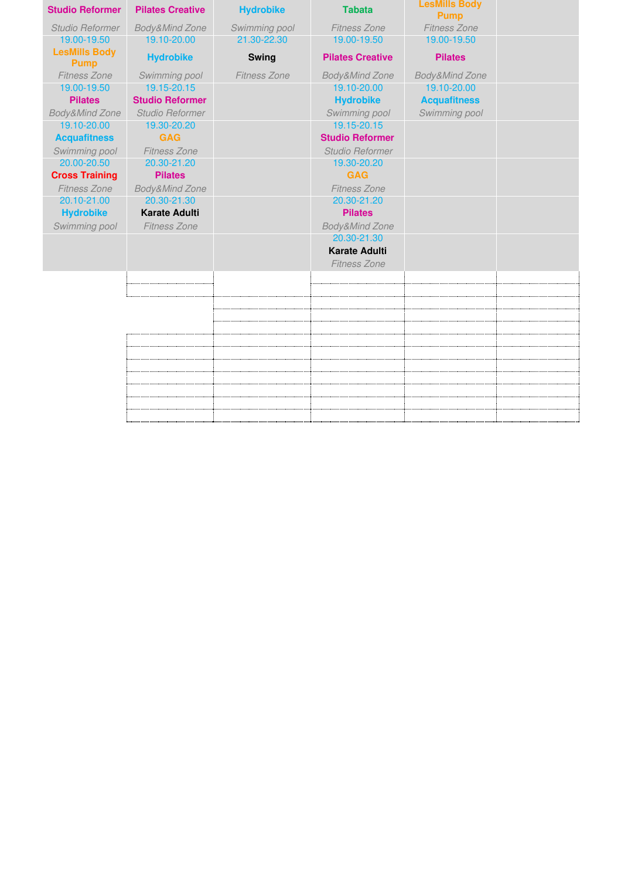| | | | | | |
|---|---|---|---|---|---|
| Studio Reformer<br>Studio Reformer | Pilates Creative<br>Body&Mind Zone | Hydrobike<br>Swimming pool | Tabata<br>Fitness Zone | LesMills Body Pump<br>Fitness Zone | |
| 19.00-19.50<br>LesMills Body Pump<br>Fitness Zone | 19.10-20.00<br>Hydrobike<br>Swimming pool | 21.30-22.30<br>Swing<br>Fitness Zone | 19.00-19.50<br>Pilates Creative<br>Body&Mind Zone | 19.00-19.50<br>Pilates<br>Body&Mind Zone | |
| 19.00-19.50<br>Pilates<br>Body&Mind Zone | 19.15-20.15<br>Studio Reformer<br>Studio Reformer | | 19.10-20.00<br>Hydrobike<br>Swimming pool | 19.10-20.00<br>Acquafitness<br>Swimming pool | |
| 19.10-20.00<br>Acquafitness<br>Swimming pool | 19.30-20.20<br>GAG<br>Fitness Zone | | 19.15-20.15<br>Studio Reformer<br>Studio Reformer | | |
| 20.00-20.50<br>Cross Training<br>Fitness Zone | 20.30-21.20<br>Pilates<br>Body&Mind Zone | | 19.30-20.20<br>GAG<br>Fitness Zone | | |
| 20.10-21.00<br>Hydrobike<br>Swimming pool | 20.30-21.30<br>Karate Adulti<br>Fitness Zone | | 20.30-21.20<br>Pilates<br>Body&Mind Zone | | |
| | | | 20.30-21.30<br>Karate Adulti<br>Fitness Zone | | |